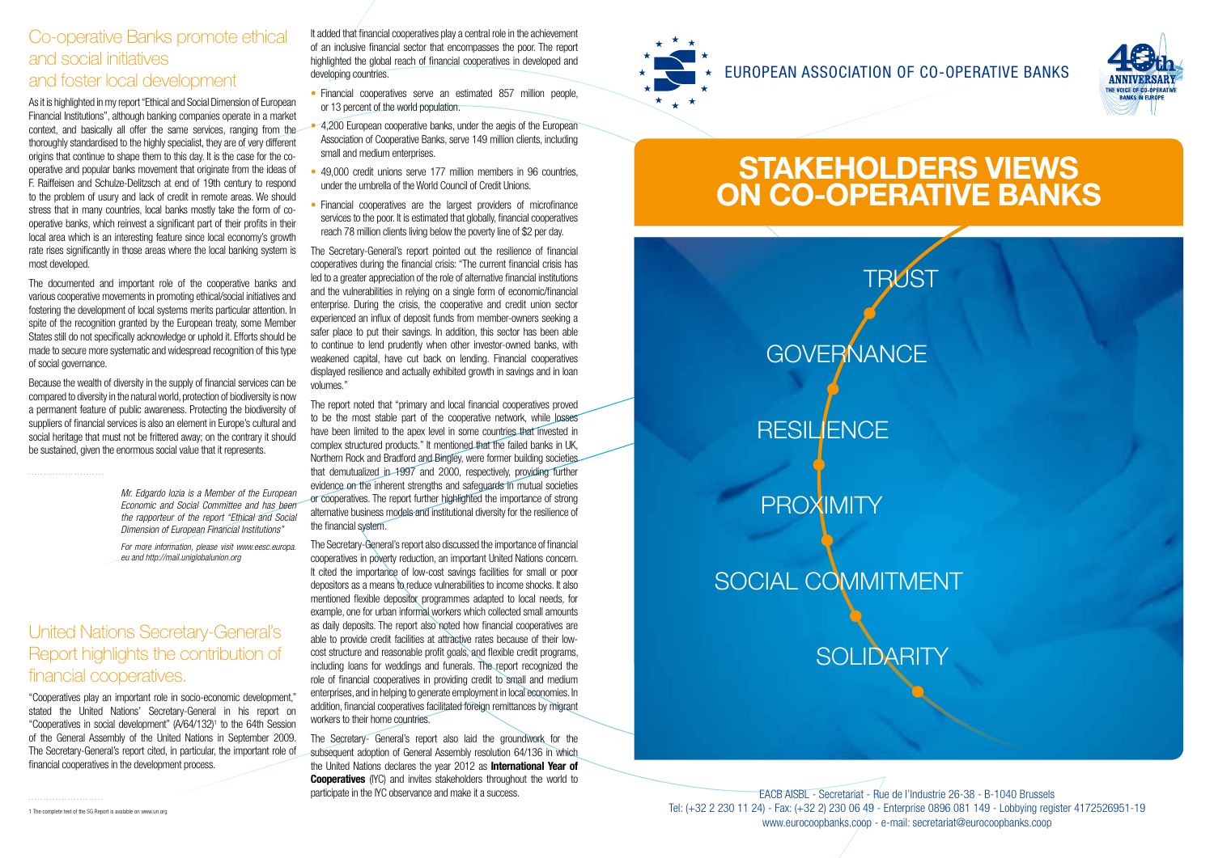## Co-operative Banks promote ethical and social initiatives and foster local development

As it is highlighted in my report "Ethical and Social Dimension of European Financial Institutions", although banking companies operate in a market context, and basically all offer the same services, ranging from the thoroughly standardised to the highly specialist, they are of very different origins that continue to shape them to this day. It is the case for the co-operative and popular banks movement that originate from the ideas of F. Raiffeisen and Schulze-Delitzsch at end of 19th century to respond to the problem of usury and lack of credit in remote areas. We should stress that in many countries, local banks mostly take the form of co-operative banks, which reinvest a significant part of their profits in their local area which is an interesting feature since local economy's growth rate rises significantly in those areas where the local banking system is most developed.

The documented and important role of the cooperative banks and various cooperative movements in promoting ethical/social initiatives and fostering the development of local systems merits particular attention. In spite of the recognition granted by the European treaty, some Member States still do not specifically acknowledge or uphold it. Efforts should be made to secure more systematic and widespread recognition of this type of social governance.

Because the wealth of diversity in the supply of financial services can be compared to diversity in the natural world, protection of biodiversity is now a permanent feature of public awareness. Protecting the biodiversity of suppliers of financial services is also an element in Europe's cultural and social heritage that must not be frittered away; on the contrary it should be sustained, given the enormous social value that it represents.

*Mr. Edgardo Iozia is a Member of the European Economic and Social Committee and has been the rapporteur of the report "Ethical and Social Dimension of European Financial Institutions"*

*For more information, please visit www.eesc.europa.eu and http://mail.uniglobalunion.org*

## United Nations Secretary-General's Report highlights the contribution of financial cooperatives.

"Cooperatives play an important role in socio-economic development," stated the United Nations' Secretary-General in his report on "Cooperatives in social development" (A/64/132)[1] to the 64th Session of the General Assembly of the United Nations in September 2009. The Secretary-General's report cited, in particular, the important role of financial cooperatives in the development process.

It added that financial cooperatives play a central role in the achievement of an inclusive financial sector that encompasses the poor. The report highlighted the global reach of financial cooperatives in developed and developing countries.

- Financial cooperatives serve an estimated 857 million people, or 13 percent of the world population.
- 4,200 European cooperative banks, under the aegis of the European Association of Cooperative Banks, serve 149 million clients, including small and medium enterprises.
- 49,000 credit unions serve 177 million members in 96 countries, under the umbrella of the World Council of Credit Unions.
- Financial cooperatives are the largest providers of microfinance services to the poor. It is estimated that globally, financial cooperatives reach 78 million clients living below the poverty line of $2 per day.

The Secretary-General's report pointed out the resilience of financial cooperatives during the financial crisis: "The current financial crisis has led to a greater appreciation of the role of alternative financial institutions and the vulnerabilities in relying on a single form of economic/financial enterprise. During the crisis, the cooperative and credit union sector experienced an influx of deposit funds from member-owners seeking a safer place to put their savings. In addition, this sector has been able to continue to lend prudently when other investor-owned banks, with weakened capital, have cut back on lending. Financial cooperatives displayed resilience and actually exhibited growth in savings and in loan volumes."

The report noted that "primary and local financial cooperatives proved to be the most stable part of the cooperative network, while losses have been limited to the apex level in some countries that invested in complex structured products." It mentioned that the failed banks in UK, Northern Rock and Bradford and Bingley, were former building societies that demutualized in 1997 and 2000, respectively, providing further evidence on the inherent strengths and safeguards in mutual societies or cooperatives. The report further highlighted the importance of strong alternative business models and institutional diversity for the resilience of the financial system.

The Secretary-General's report also discussed the importance of financial cooperatives in poverty reduction, an important United Nations concern. It cited the importance of low-cost savings facilities for small or poor depositors as a means to reduce vulnerabilities to income shocks. It also mentioned flexible depositor programmes adapted to local needs, for example, one for urban informal workers which collected small amounts as daily deposits. The report also noted how financial cooperatives are able to provide credit facilities at attractive rates because of their low-cost structure and reasonable profit goals, and flexible credit programs, including loans for weddings and funerals. The report recognized the role of financial cooperatives in providing credit to small and medium enterprises, and in helping to generate employment in local economies. In addition, financial cooperatives facilitated foreign remittances by migrant workers to their home countries.

The Secretary- General's report also laid the groundwork for the subsequent adoption of General Assembly resolution 64/136 in which the United Nations declares the year 2012 as **International Year of Cooperatives** (IYC) and invites stakeholders throughout the world to participate in the IYC observance and make it a success.

[1] The complete text of the SG Report is available on www.un.org

EUROPEAN ASSOCIATION OF CO-OPERATIVE BANKS

40th ANNIVERSARY — THE VOICE OF CO-OPERATIVE BANKS IN EUROPE

# STAKEHOLDERS VIEWS ON CO-OPERATIVE BANKS

TRUST

GOVERNANCE

RESILIENCE

PROXIMITY

SOCIAL COMMITMENT

SOLIDARITY

EACB AISBL - Secretariat - Rue de l'Industrie 26-38 - B-1040 Brussels
Tel: (+32 2 230 11 24) - Fax: (+32 2) 230 06 49 - Enterprise 0896 081 149 - Lobbying register 4172526951-19
www.eurocoopbanks.coop - e-mail: secretariat@eurocoopbanks.coop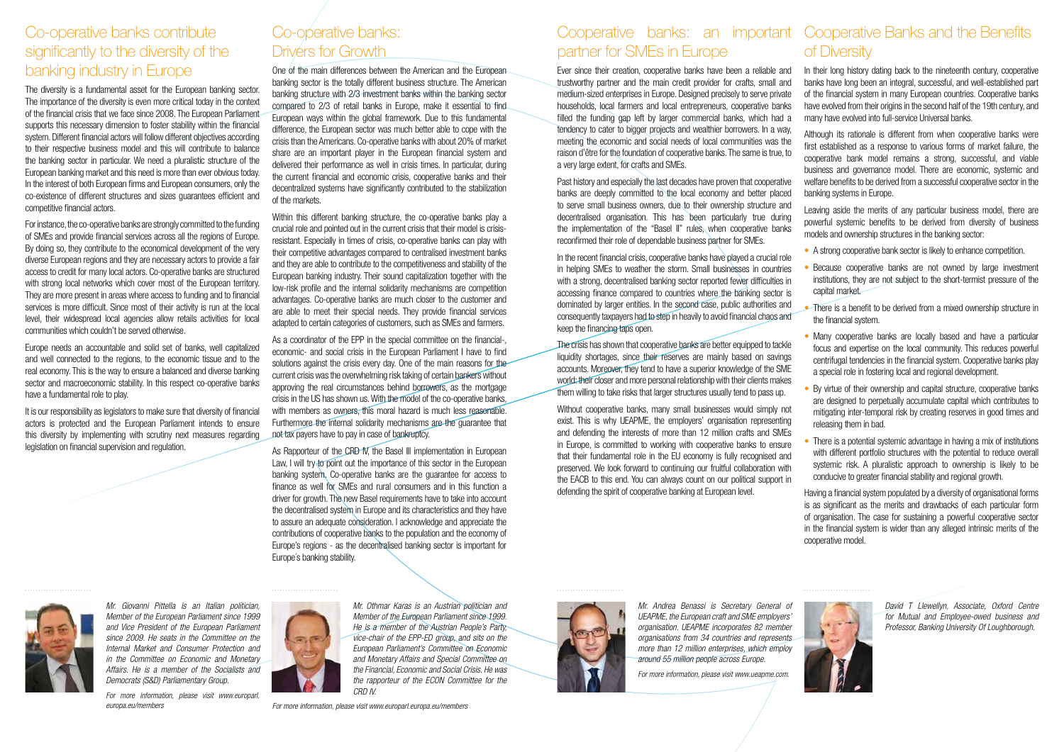## Co-operative banks contribute significantly to the diversity of the banking industry in Europe

The diversity is a fundamental asset for the European banking sector. The importance of the diversity is even more critical today in the context of the financial crisis that we face since 2008. The European Parliament supports this necessary dimension to foster stability within the financial system. Different financial actors will follow different objectives according to their respective business model and this will contribute to balance the banking sector in particular. We need a pluralistic structure of the European banking market and this need is more than ever obvious today. In the interest of both European firms and European consumers, only the co-existence of different structures and sizes guarantees efficient and competitive financial actors.

For instance, the co-operative banks are strongly committed to the funding of SMEs and provide financial services across all the regions of Europe. By doing so, they contribute to the economical development of the very diverse European regions and they are necessary actors to provide a fair access to credit for many local actors. Co-operative banks are structured with strong local networks which cover most of the European territory. They are more present in areas where access to funding and to financial services is more difficult. Since most of their activity is run at the local level, their widespread local agencies allow retails activities for local communities which couldn't be served otherwise.

Europe needs an accountable and solid set of banks, well capitalized and well connected to the regions, to the economic tissue and to the real economy. This is the way to ensure a balanced and diverse banking sector and macroeconomic stability. In this respect co-operative banks have a fundamental role to play.

It is our responsibility as legislators to make sure that diversity of financial actors is protected and the European Parliament intends to ensure this diversity by implementing with scrutiny next measures regarding legislation on financial supervision and regulation.

*Mr. Giovanni Pittella is an Italian politician, Member of the European Parliament since 1999 and Vice President of the European Parliament since 2009. He seats in the Committee on the Internal Market and Consumer Protection and in the Committee on Economic and Monetary Affairs. He is a member of the Socialists and Democrats (S&D) Parliamentary Group.*

*For more information, please visit www.europarl.europa.eu/members*

## Co-operative banks: Drivers for Growth

One of the main differences between the American and the European banking sector is the totally different business structure. The American banking structure with 2/3 investment banks within the banking sector compared to 2/3 of retail banks in Europe, make it essential to find European ways within the global framework. Due to this fundamental difference, the European sector was much better able to cope with the crisis than the Americans. Co-operative banks with about 20% of market share are an important player in the European financial system and delivered their performance as well in crisis times. In particular, during the current financial and economic crisis, cooperative banks and their decentralized systems have significantly contributed to the stabilization of the markets.

Within this different banking structure, the co-operative banks play a crucial role and pointed out in the current crisis that their model is crisis-resistant. Especially in times of crisis, co-operative banks can play with their competitive advantages compared to centralised investment banks and they are able to contribute to the competitiveness and stability of the European banking industry. Their sound capitalization together with the low-risk profile and the internal solidarity mechanisms are competition advantages. Co-operative banks are much closer to the customer and are able to meet their special needs. They provide financial services adapted to certain categories of customers, such as SMEs and farmers.

As a coordinator of the EPP in the special committee on the financial-, economic- and social crisis in the European Parliament I have to find solutions against the crisis every day. One of the main reasons for the current crisis was the overwhelming risk taking of certain bankers without approving the real circumstances behind borrowers, as the mortgage crisis in the US has shown us. With the model of the co-operative banks, with members as owners, this moral hazard is much less reasonable. Furthermore the internal solidarity mechanisms are the guarantee that not tax payers have to pay in case of bankruptcy.

As Rapporteur of the CRD IV, the Basel III implementation in European Law, I will try to point out the importance of this sector in the European banking system. Co-operative banks are the guarantee for access to finance as well for SMEs and rural consumers and in this function a driver for growth. The new Basel requirements have to take into account the decentralised system in Europe and its characteristics and they have to assure an adequate consideration. I acknowledge and appreciate the contributions of cooperative banks to the population and the economy of Europe's regions - as the decentralised banking sector is important for Europe's banking stability.

*Mr. Othmar Karas is an Austrian politician and Member of the European Parliament since 1999. He is a member of the Austrian People's Party, vice-chair of the EPP-ED group, and sits on the European Parliament's Committee on Economic and Monetary Affairs and Special Committee on the Financial, Economic and Social Crisis. He was the rapporteur of the ECON Committee for the CRD IV.*

*For more information, please visit www.europarl.europa.eu/members*

## Cooperative banks: an important partner for SMEs in Europe

Ever since their creation, cooperative banks have been a reliable and trustworthy partner and the main credit provider for crafts, small and medium-sized enterprises in Europe. Designed precisely to serve private households, local farmers and local entrepreneurs, cooperative banks filled the funding gap left by larger commercial banks, which had a tendency to cater to bigger projects and wealthier borrowers. In a way, meeting the economic and social needs of local communities was the raison d'être for the foundation of cooperative banks. The same is true, to a very large extent, for crafts and SMEs.

Past history and especially the last decades have proven that cooperative banks are deeply committed to the local economy and better placed to serve small business owners, due to their ownership structure and decentralised organisation. This has been particularly true during the implementation of the "Basel II" rules, when cooperative banks reconfirmed their role of dependable business partner for SMEs.

In the recent financial crisis, cooperative banks have played a crucial role in helping SMEs to weather the storm. Small businesses in countries with a strong, decentralised banking sector reported fewer difficulties in accessing finance compared to countries where the banking sector is dominated by larger entities. In the second case, public authorities and consequently taxpayers had to step in heavily to avoid financial chaos and keep the financing taps open.

The crisis has shown that cooperative banks are better equipped to tackle liquidity shortages, since their reserves are mainly based on savings accounts. Moreover, they tend to have a superior knowledge of the SME world: their closer and more personal relationship with their clients makes them willing to take risks that larger structures usually tend to pass up.

Without cooperative banks, many small businesses would simply not exist. This is why UEAPME, the employers' organisation representing and defending the interests of more than 12 million crafts and SMEs in Europe, is committed to working with cooperative banks to ensure that their fundamental role in the EU economy is fully recognised and preserved. We look forward to continuing our fruitful collaboration with the EACB to this end. You can always count on our political support in defending the spirit of cooperative banking at European level.

*Mr. Andrea Benassi is Secretary General of UEAPME, the European craft and SME employers' organisation. UEAPME incorporates 82 member organisations from 34 countries and represents more than 12 million enterprises, which employ around 55 million people across Europe.*

*For more information, please visit www.ueapme.com.*

## Cooperative Banks and the Benefits of Diversity

In their long history dating back to the nineteenth century, cooperative banks have long been an integral, successful, and well-established part of the financial system in many European countries. Cooperative banks have evolved from their origins in the second half of the 19th century, and many have evolved into full-service Universal banks.

Although its rationale is different from when cooperative banks were first established as a response to various forms of market failure, the cooperative bank model remains a strong, successful, and viable business and governance model. There are economic, systemic and welfare benefits to be derived from a successful cooperative sector in the banking systems in Europe.

Leaving aside the merits of any particular business model, there are powerful systemic benefits to be derived from diversity of business models and ownership structures in the banking sector:

- A strong cooperative bank sector is likely to enhance competition.
- Because cooperative banks are not owned by large investment institutions, they are not subject to the short-termist pressure of the capital market.
- There is a benefit to be derived from a mixed ownership structure in the financial system.
- Many cooperative banks are locally based and have a particular focus and expertise on the local community. This reduces powerful centrifugal tendencies in the financial system. Cooperative banks play a special role in fostering local and regional development.
- By virtue of their ownership and capital structure, cooperative banks are designed to perpetually accumulate capital which contributes to mitigating inter-temporal risk by creating reserves in good times and releasing them in bad.
- There is a potential systemic advantage in having a mix of institutions with different portfolio structures with the potential to reduce overall systemic risk. A pluralistic approach to ownership is likely to be conducive to greater financial stability and regional growth.

Having a financial system populated by a diversity of organisational forms is as significant as the merits and drawbacks of each particular form of organisation. The case for sustaining a powerful cooperative sector in the financial system is wider than any alleged intrinsic merits of the cooperative model.

*David T Llewellyn, Associate, Oxford Centre for Mutual and Employee-owed business and Professor, Banking University Of Loughborough.*